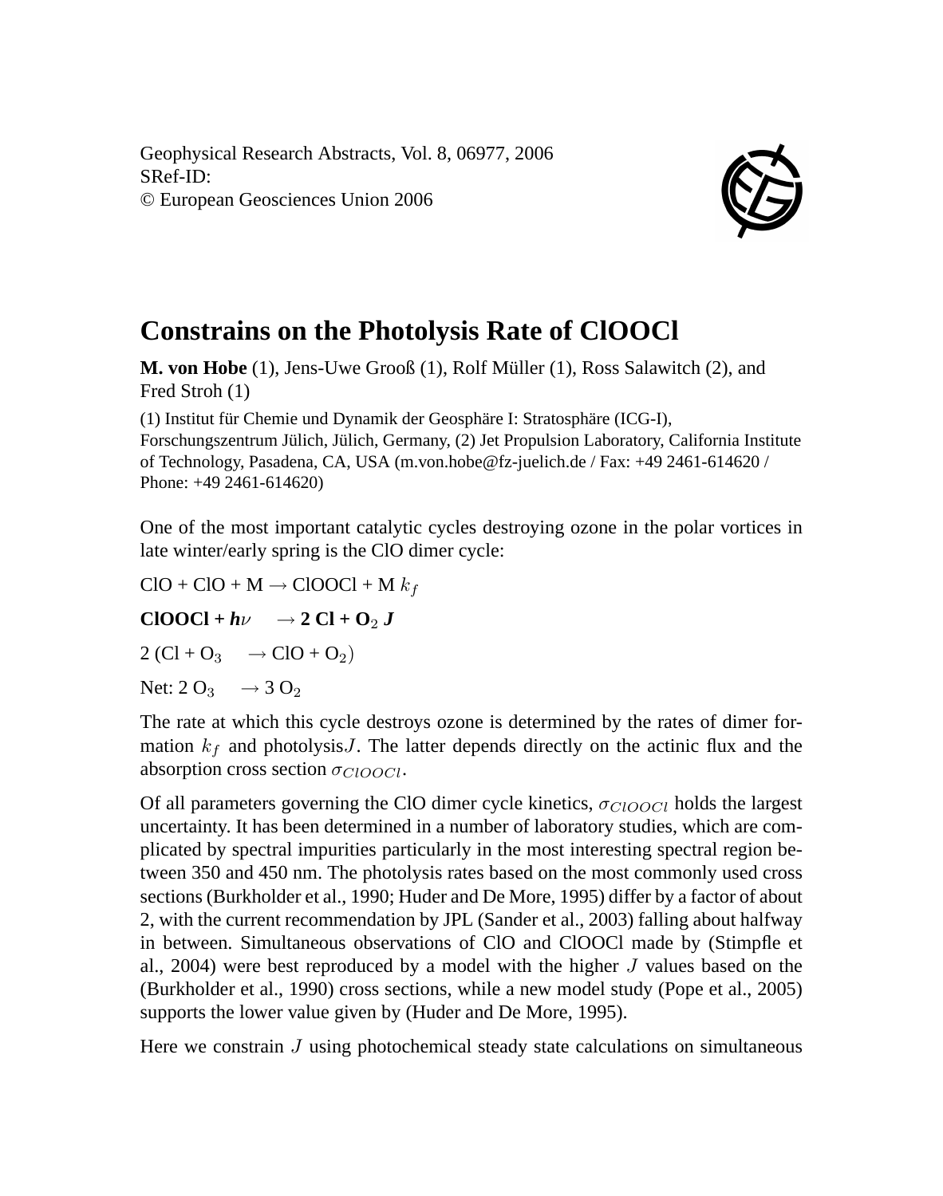Geophysical Research Abstracts, Vol. 8, 06977, 2006
SRef-ID:
© European Geosciences Union 2006

# Constrains on the Photolysis Rate of ClOOCl

**M. von Hobe** (1), Jens-Uwe Grooß (1), Rolf Müller (1), Ross Salawitch (2), and Fred Stroh (1)

(1) Institut für Chemie und Dynamik der Geosphäre I: Stratosphäre (ICG-I), Forschungszentrum Jülich, Jülich, Germany, (2) Jet Propulsion Laboratory, California Institute of Technology, Pasadena, CA, USA (m.von.hobe@fz-juelich.de / Fax: +49 2461-614620 / Phone: +49 2461-614620)

One of the most important catalytic cycles destroying ozone in the polar vortices in late winter/early spring is the ClO dimer cycle:

ClO + ClO + M → ClOOCl + M $k_f$

**ClOOCl +** $h\nu$ **→ 2 Cl +** $O_2$ $J$

2 (Cl + $O_3$ → ClO + $O_2$)

Net: 2 $O_3$ → 3 $O_2$

The rate at which this cycle destroys ozone is determined by the rates of dimer formation $k_f$ and photolysis $J$. The latter depends directly on the actinic flux and the absorption cross section $\sigma_{ClOOCl}$.

Of all parameters governing the ClO dimer cycle kinetics, $\sigma_{ClOOCl}$ holds the largest uncertainty. It has been determined in a number of laboratory studies, which are complicated by spectral impurities particularly in the most interesting spectral region between 350 and 450 nm. The photolysis rates based on the most commonly used cross sections (Burkholder et al., 1990; Huder and De More, 1995) differ by a factor of about 2, with the current recommendation by JPL (Sander et al., 2003) falling about halfway in between. Simultaneous observations of ClO and ClOOCl made by (Stimpfle et al., 2004) were best reproduced by a model with the higher $J$ values based on the (Burkholder et al., 1990) cross sections, while a new model study (Pope et al., 2005) supports the lower value given by (Huder and De More, 1995).

Here we constrain $J$ using photochemical steady state calculations on simultaneous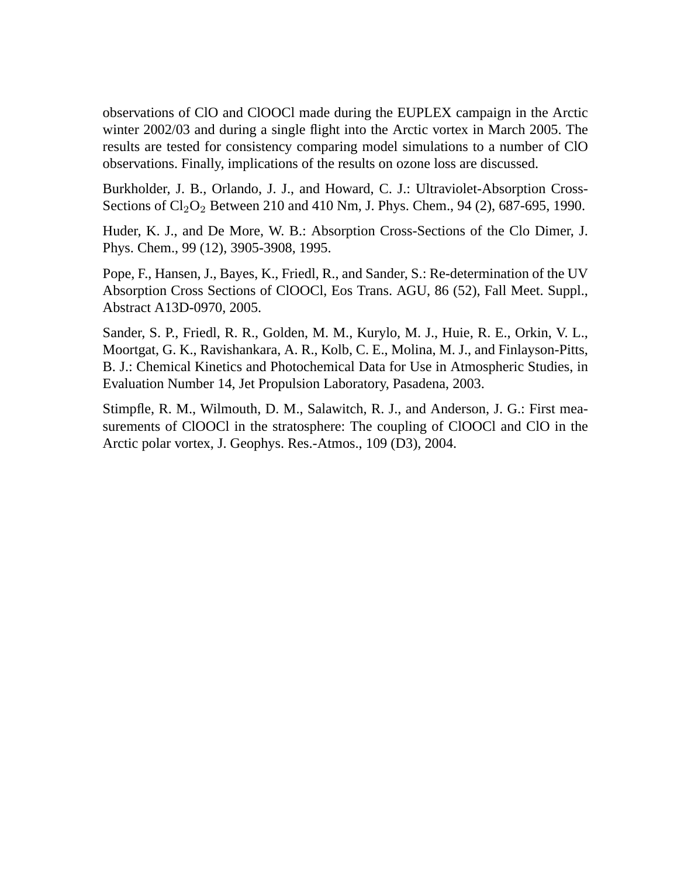observations of ClO and ClOOCl made during the EUPLEX campaign in the Arctic winter 2002/03 and during a single flight into the Arctic vortex in March 2005. The results are tested for consistency comparing model simulations to a number of ClO observations. Finally, implications of the results on ozone loss are discussed.

Burkholder, J. B., Orlando, J. J., and Howard, C. J.: Ultraviolet-Absorption Cross-Sections of $Cl_2O_2$ Between 210 and 410 Nm, J. Phys. Chem., 94 (2), 687-695, 1990.

Huder, K. J., and De More, W. B.: Absorption Cross-Sections of the Clo Dimer, J. Phys. Chem., 99 (12), 3905-3908, 1995.

Pope, F., Hansen, J., Bayes, K., Friedl, R., and Sander, S.: Re-determination of the UV Absorption Cross Sections of ClOOCl, Eos Trans. AGU, 86 (52), Fall Meet. Suppl., Abstract A13D-0970, 2005.

Sander, S. P., Friedl, R. R., Golden, M. M., Kurylo, M. J., Huie, R. E., Orkin, V. L., Moortgat, G. K., Ravishankara, A. R., Kolb, C. E., Molina, M. J., and Finlayson-Pitts, B. J.: Chemical Kinetics and Photochemical Data for Use in Atmospheric Studies, in Evaluation Number 14, Jet Propulsion Laboratory, Pasadena, 2003.

Stimpfle, R. M., Wilmouth, D. M., Salawitch, R. J., and Anderson, J. G.: First measurements of ClOOCl in the stratosphere: The coupling of ClOOCl and ClO in the Arctic polar vortex, J. Geophys. Res.-Atmos., 109 (D3), 2004.